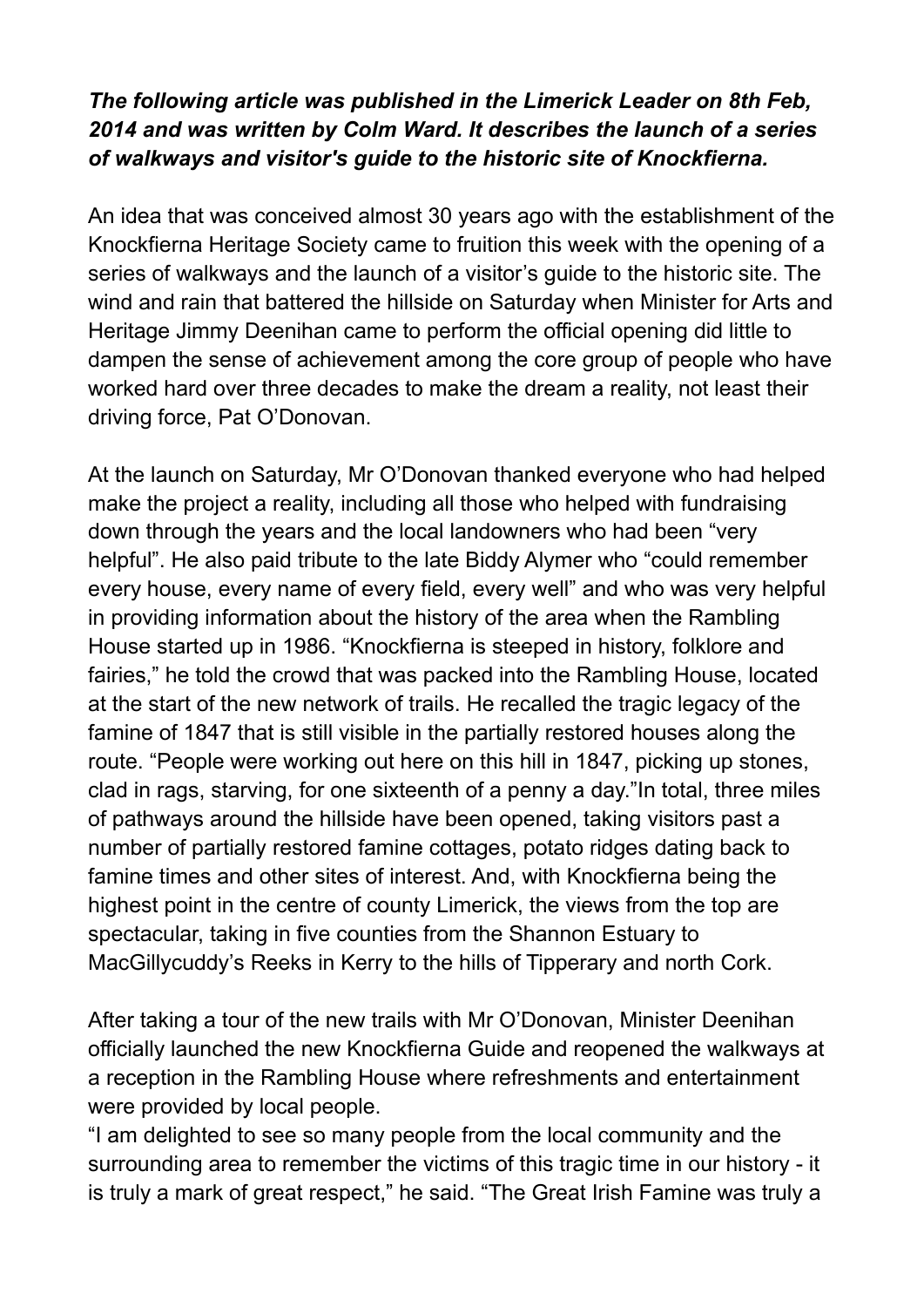***The following article was published in the Limerick Leader on 8th Feb, 2014 and was written by Colm Ward. It describes the launch of a series of walkways and visitor's guide to the historic site of Knockfierna.***

An idea that was conceived almost 30 years ago with the establishment of the Knockfierna Heritage Society came to fruition this week with the opening of a series of walkways and the launch of a visitor's guide to the historic site. The wind and rain that battered the hillside on Saturday when Minister for Arts and Heritage Jimmy Deenihan came to perform the official opening did little to dampen the sense of achievement among the core group of people who have worked hard over three decades to make the dream a reality, not least their driving force, Pat O'Donovan.

At the launch on Saturday, Mr O'Donovan thanked everyone who had helped make the project a reality, including all those who helped with fundraising down through the years and the local landowners who had been "very helpful". He also paid tribute to the late Biddy Alymer who "could remember every house, every name of every field, every well" and who was very helpful in providing information about the history of the area when the Rambling House started up in 1986. "Knockfierna is steeped in history, folklore and fairies," he told the crowd that was packed into the Rambling House, located at the start of the new network of trails. He recalled the tragic legacy of the famine of 1847 that is still visible in the partially restored houses along the route. "People were working out here on this hill in 1847, picking up stones, clad in rags, starving, for one sixteenth of a penny a day."In total, three miles of pathways around the hillside have been opened, taking visitors past a number of partially restored famine cottages, potato ridges dating back to famine times and other sites of interest. And, with Knockfierna being the highest point in the centre of county Limerick, the views from the top are spectacular, taking in five counties from the Shannon Estuary to MacGillycuddy's Reeks in Kerry to the hills of Tipperary and north Cork.

After taking a tour of the new trails with Mr O'Donovan, Minister Deenihan officially launched the new Knockfierna Guide and reopened the walkways at a reception in the Rambling House where refreshments and entertainment were provided by local people.

"I am delighted to see so many people from the local community and the surrounding area to remember the victims of this tragic time in our history - it is truly a mark of great respect," he said. "The Great Irish Famine was truly a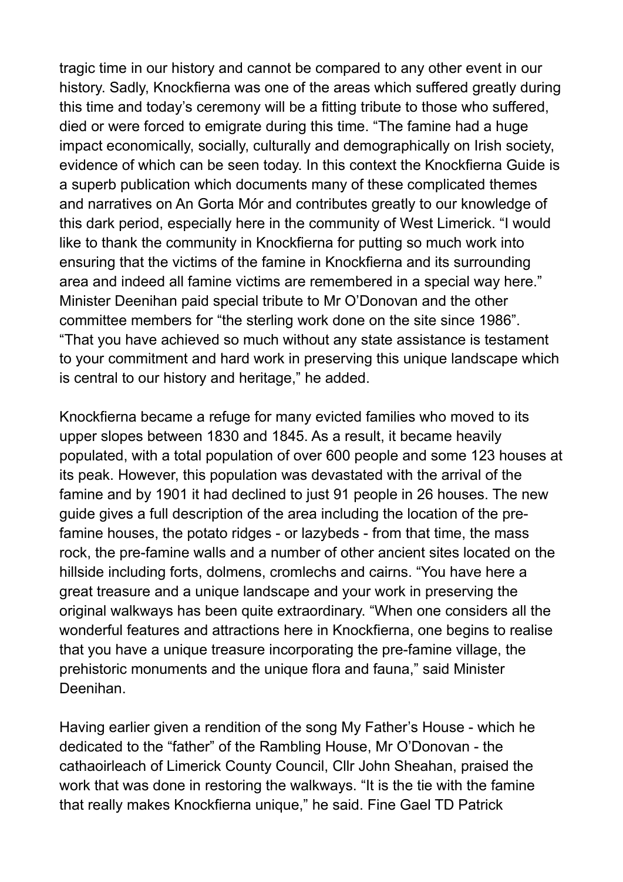tragic time in our history and cannot be compared to any other event in our history. Sadly, Knockfierna was one of the areas which suffered greatly during this time and today's ceremony will be a fitting tribute to those who suffered, died or were forced to emigrate during this time. "The famine had a huge impact economically, socially, culturally and demographically on Irish society, evidence of which can be seen today. In this context the Knockfierna Guide is a superb publication which documents many of these complicated themes and narratives on An Gorta Mór and contributes greatly to our knowledge of this dark period, especially here in the community of West Limerick. "I would like to thank the community in Knockfierna for putting so much work into ensuring that the victims of the famine in Knockfierna and its surrounding area and indeed all famine victims are remembered in a special way here." Minister Deenihan paid special tribute to Mr O'Donovan and the other committee members for "the sterling work done on the site since 1986". "That you have achieved so much without any state assistance is testament to your commitment and hard work in preserving this unique landscape which is central to our history and heritage," he added.

Knockfierna became a refuge for many evicted families who moved to its upper slopes between 1830 and 1845. As a result, it became heavily populated, with a total population of over 600 people and some 123 houses at its peak. However, this population was devastated with the arrival of the famine and by 1901 it had declined to just 91 people in 26 houses. The new guide gives a full description of the area including the location of the pre-famine houses, the potato ridges - or lazybeds - from that time, the mass rock, the pre-famine walls and a number of other ancient sites located on the hillside including forts, dolmens, cromlechs and cairns. "You have here a great treasure and a unique landscape and your work in preserving the original walkways has been quite extraordinary. "When one considers all the wonderful features and attractions here in Knockfierna, one begins to realise that you have a unique treasure incorporating the pre-famine village, the prehistoric monuments and the unique flora and fauna," said Minister Deenihan.

Having earlier given a rendition of the song My Father's House - which he dedicated to the "father" of the Rambling House, Mr O'Donovan - the cathaoirleach of Limerick County Council, Cllr John Sheahan, praised the work that was done in restoring the walkways. "It is the tie with the famine that really makes Knockfierna unique," he said. Fine Gael TD Patrick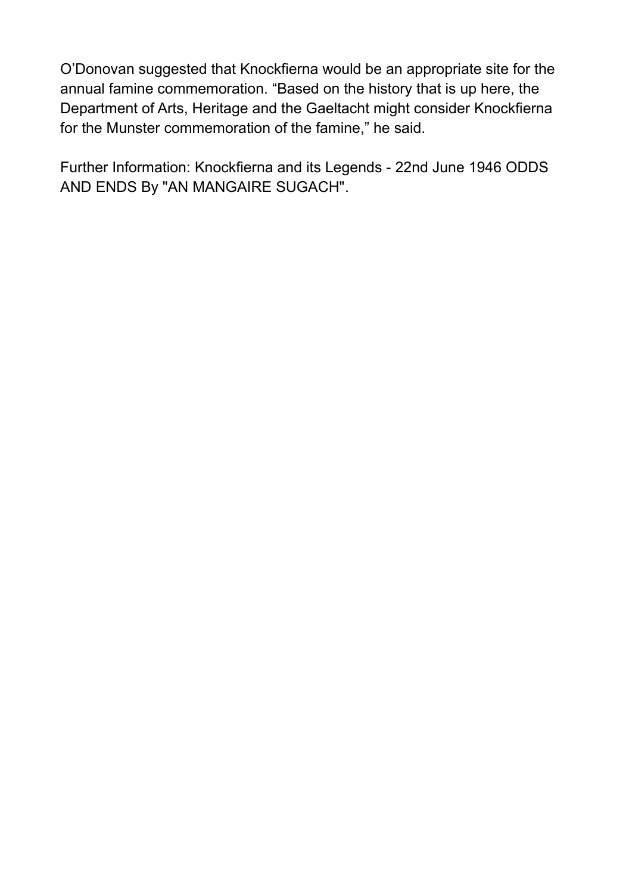O'Donovan suggested that Knockfierna would be an appropriate site for the annual famine commemoration. "Based on the history that is up here, the Department of Arts, Heritage and the Gaeltacht might consider Knockfierna for the Munster commemoration of the famine," he said.

Further Information: Knockfierna and its Legends - 22nd June 1946 ODDS AND ENDS By "AN MANGAIRE SUGACH".